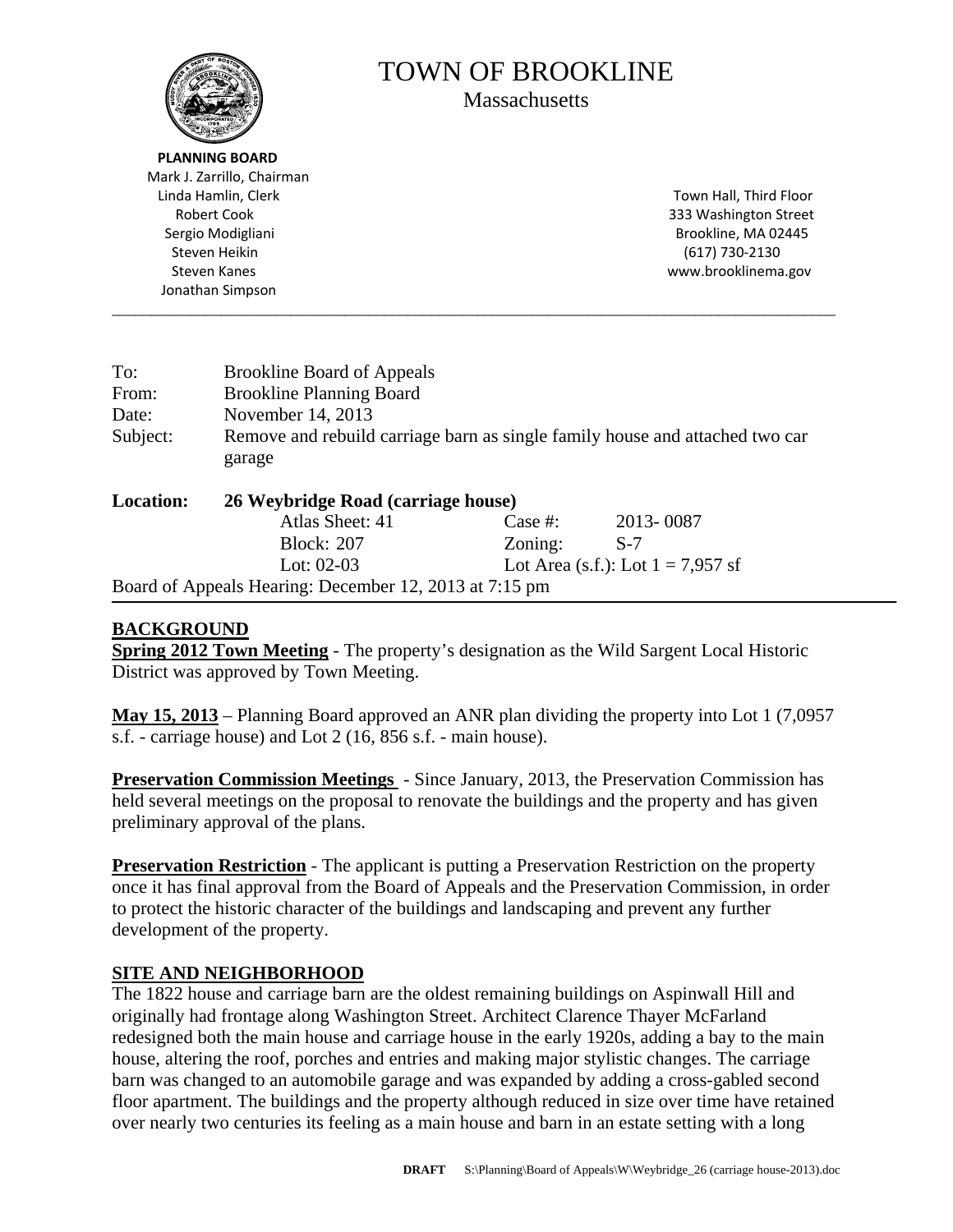# TOWN OF BROOKLINE

Massachusetts

**PLANNING BOARD**
Mark J. Zarrillo, Chairman
Linda Hamlin, Clerk
Robert Cook
Sergio Modigliani
Steven Heikin
Steven Kanes
Jonathan Simpson

Town Hall, Third Floor
333 Washington Street
Brookline, MA 02445
(617) 730-2130
www.brooklinema.gov

---

| | |
|---|---|
| To: | Brookline Board of Appeals |
| From: | Brookline Planning Board |
| Date: | November 14, 2013 |
| Subject: | Remove and rebuild carriage barn as single family house and attached two car garage |

**Location: 26 Weybridge Road (carriage house)**

| | | | |
|---|---|---|---|
| Atlas Sheet: 41 | | Case #: | 2013- 0087 |
| Block: 207 | | Zoning: | S-7 |
| Lot: 02-03 | | Lot Area (s.f.): Lot 1 = 7,957 sf | |

Board of Appeals Hearing: December 12, 2013 at 7:15 pm

## BACKGROUND

**Spring 2012 Town Meeting** - The property's designation as the Wild Sargent Local Historic District was approved by Town Meeting.

**May 15, 2013** – Planning Board approved an ANR plan dividing the property into Lot 1 (7,0957 s.f. - carriage house) and Lot 2 (16, 856 s.f. - main house).

**Preservation Commission Meetings** - Since January, 2013, the Preservation Commission has held several meetings on the proposal to renovate the buildings and the property and has given preliminary approval of the plans.

**Preservation Restriction** - The applicant is putting a Preservation Restriction on the property once it has final approval from the Board of Appeals and the Preservation Commission, in order to protect the historic character of the buildings and landscaping and prevent any further development of the property.

## SITE AND NEIGHBORHOOD

The 1822 house and carriage barn are the oldest remaining buildings on Aspinwall Hill and originally had frontage along Washington Street. Architect Clarence Thayer McFarland redesigned both the main house and carriage house in the early 1920s, adding a bay to the main house, altering the roof, porches and entries and making major stylistic changes. The carriage barn was changed to an automobile garage and was expanded by adding a cross-gabled second floor apartment. The buildings and the property although reduced in size over time have retained over nearly two centuries its feeling as a main house and barn in an estate setting with a long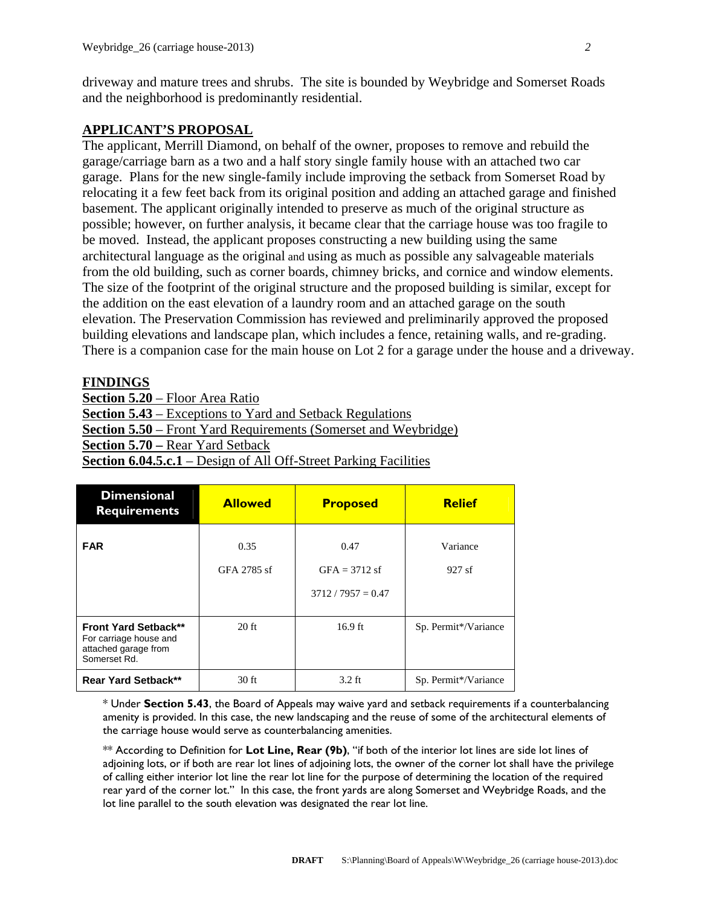driveway and mature trees and shrubs. The site is bounded by Weybridge and Somerset Roads and the neighborhood is predominantly residential.

## APPLICANT'S PROPOSAL

The applicant, Merrill Diamond, on behalf of the owner, proposes to remove and rebuild the garage/carriage barn as a two and a half story single family house with an attached two car garage. Plans for the new single-family include improving the setback from Somerset Road by relocating it a few feet back from its original position and adding an attached garage and finished basement. The applicant originally intended to preserve as much of the original structure as possible; however, on further analysis, it became clear that the carriage house was too fragile to be moved. Instead, the applicant proposes constructing a new building using the same architectural language as the original and using as much as possible any salvageable materials from the old building, such as corner boards, chimney bricks, and cornice and window elements. The size of the footprint of the original structure and the proposed building is similar, except for the addition on the east elevation of a laundry room and an attached garage on the south elevation. The Preservation Commission has reviewed and preliminarily approved the proposed building elevations and landscape plan, which includes a fence, retaining walls, and re-grading. There is a companion case for the main house on Lot 2 for a garage under the house and a driveway.

## FINDINGS

**Section 5.20** – Floor Area Ratio
**Section 5.43** – Exceptions to Yard and Setback Regulations
**Section 5.50** – Front Yard Requirements (Somerset and Weybridge)
**Section 5.70 –** Rear Yard Setback
**Section 6.04.5.c.1** – Design of All Off-Street Parking Facilities

| Dimensional Requirements | Allowed | Proposed | Relief |
|---|---|---|---|
| **FAR** | 0.35<br>GFA 2785 sf | 0.47<br>GFA = 3712 sf<br>3712 / 7957 = 0.47 | Variance<br>927 sf |
| **Front Yard Setback**** For carriage house and attached garage from Somerset Rd. | 20 ft | 16.9 ft | Sp. Permit*/Variance |
| **Rear Yard Setback**** | 30 ft | 3.2 ft | Sp. Permit*/Variance |

* Under **Section 5.43**, the Board of Appeals may waive yard and setback requirements if a counterbalancing amenity is provided. In this case, the new landscaping and the reuse of some of the architectural elements of the carriage house would serve as counterbalancing amenities.

** According to Definition for **Lot Line, Rear (9b)**, "if both of the interior lot lines are side lot lines of adjoining lots, or if both are rear lot lines of adjoining lots, the owner of the corner lot shall have the privilege of calling either interior lot line the rear lot line for the purpose of determining the location of the required rear yard of the corner lot." In this case, the front yards are along Somerset and Weybridge Roads, and the lot line parallel to the south elevation was designated the rear lot line.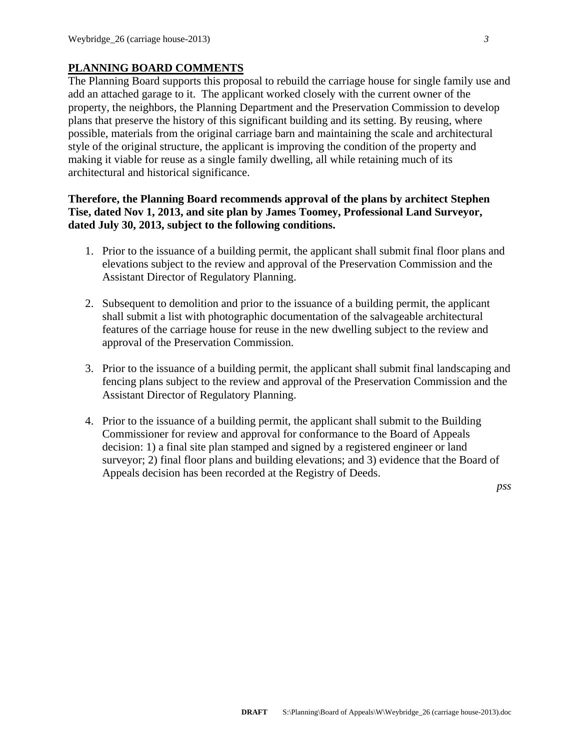## PLANNING BOARD COMMENTS

The Planning Board supports this proposal to rebuild the carriage house for single family use and add an attached garage to it. The applicant worked closely with the current owner of the property, the neighbors, the Planning Department and the Preservation Commission to develop plans that preserve the history of this significant building and its setting. By reusing, where possible, materials from the original carriage barn and maintaining the scale and architectural style of the original structure, the applicant is improving the condition of the property and making it viable for reuse as a single family dwelling, all while retaining much of its architectural and historical significance.

**Therefore, the Planning Board recommends approval of the plans by architect Stephen Tise, dated Nov 1, 2013, and site plan by James Toomey, Professional Land Surveyor, dated July 30, 2013, subject to the following conditions.**

1. Prior to the issuance of a building permit, the applicant shall submit final floor plans and elevations subject to the review and approval of the Preservation Commission and the Assistant Director of Regulatory Planning.

2. Subsequent to demolition and prior to the issuance of a building permit, the applicant shall submit a list with photographic documentation of the salvageable architectural features of the carriage house for reuse in the new dwelling subject to the review and approval of the Preservation Commission.

3. Prior to the issuance of a building permit, the applicant shall submit final landscaping and fencing plans subject to the review and approval of the Preservation Commission and the Assistant Director of Regulatory Planning.

4. Prior to the issuance of a building permit, the applicant shall submit to the Building Commissioner for review and approval for conformance to the Board of Appeals decision: 1) a final site plan stamped and signed by a registered engineer or land surveyor; 2) final floor plans and building elevations; and 3) evidence that the Board of Appeals decision has been recorded at the Registry of Deeds.

*pss*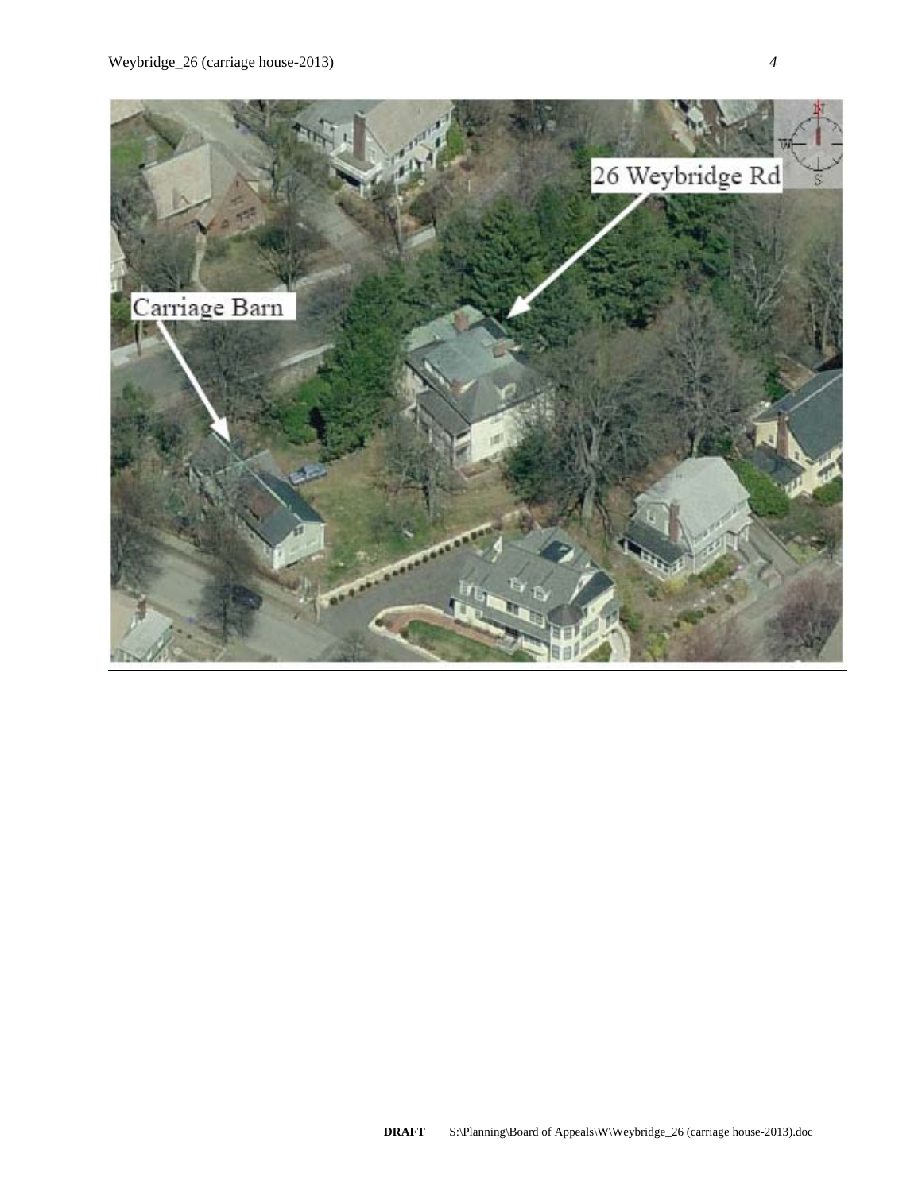Carriage Barn

26 Weybridge Rd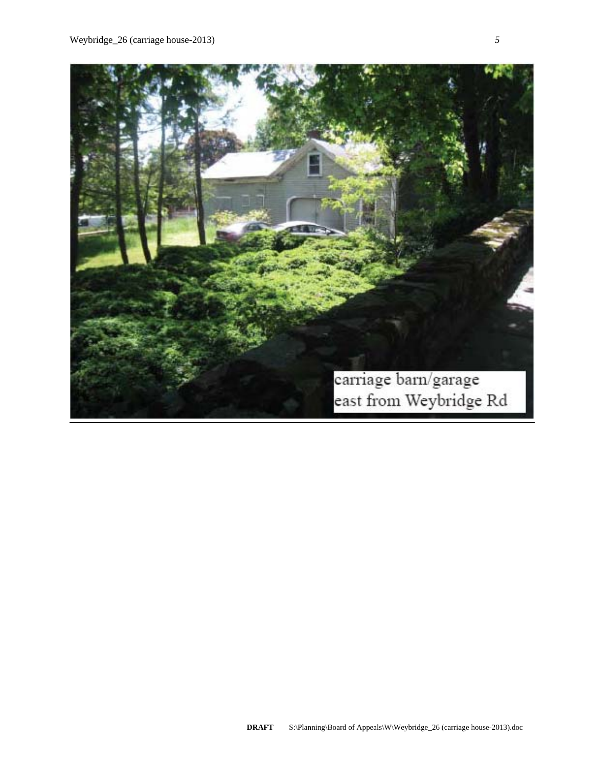carriage barn/garage
east from Weybridge Rd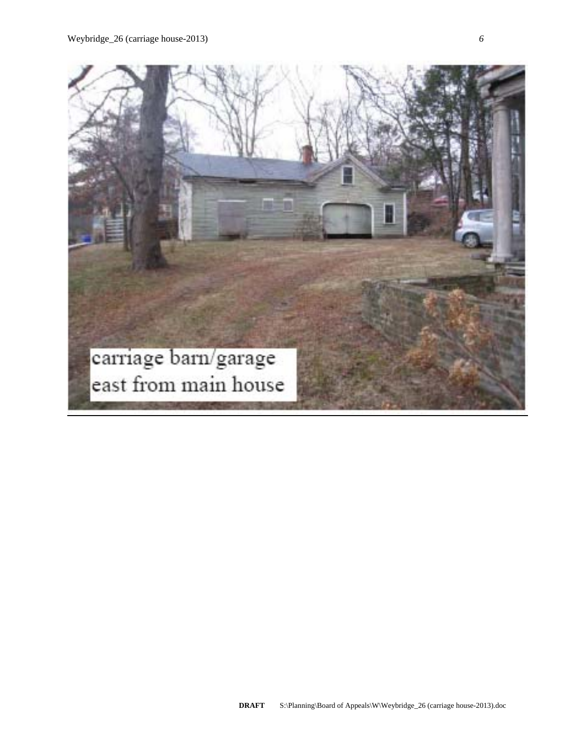carriage barn/garage
east from main house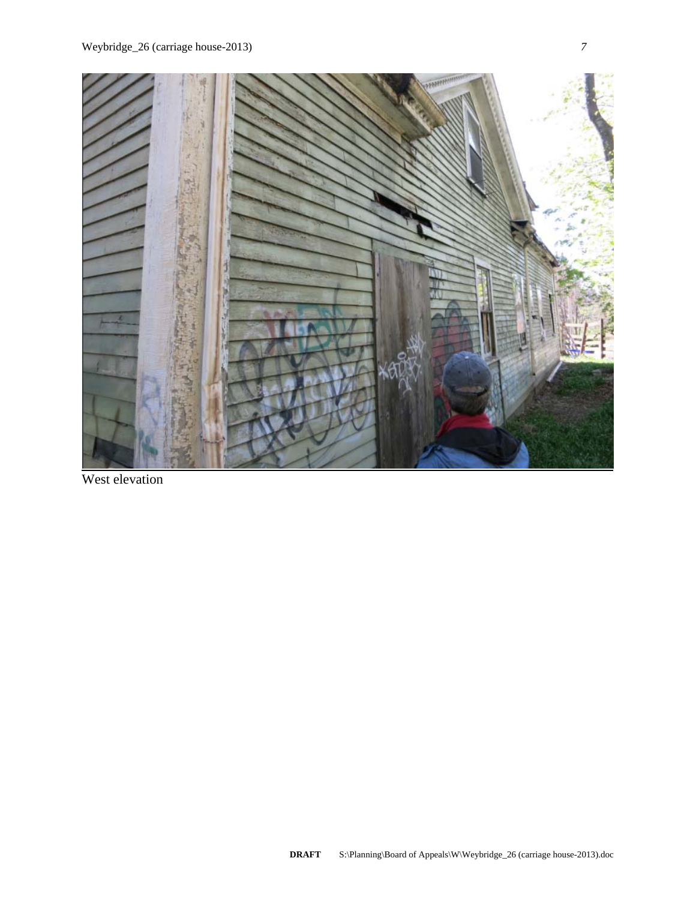West elevation